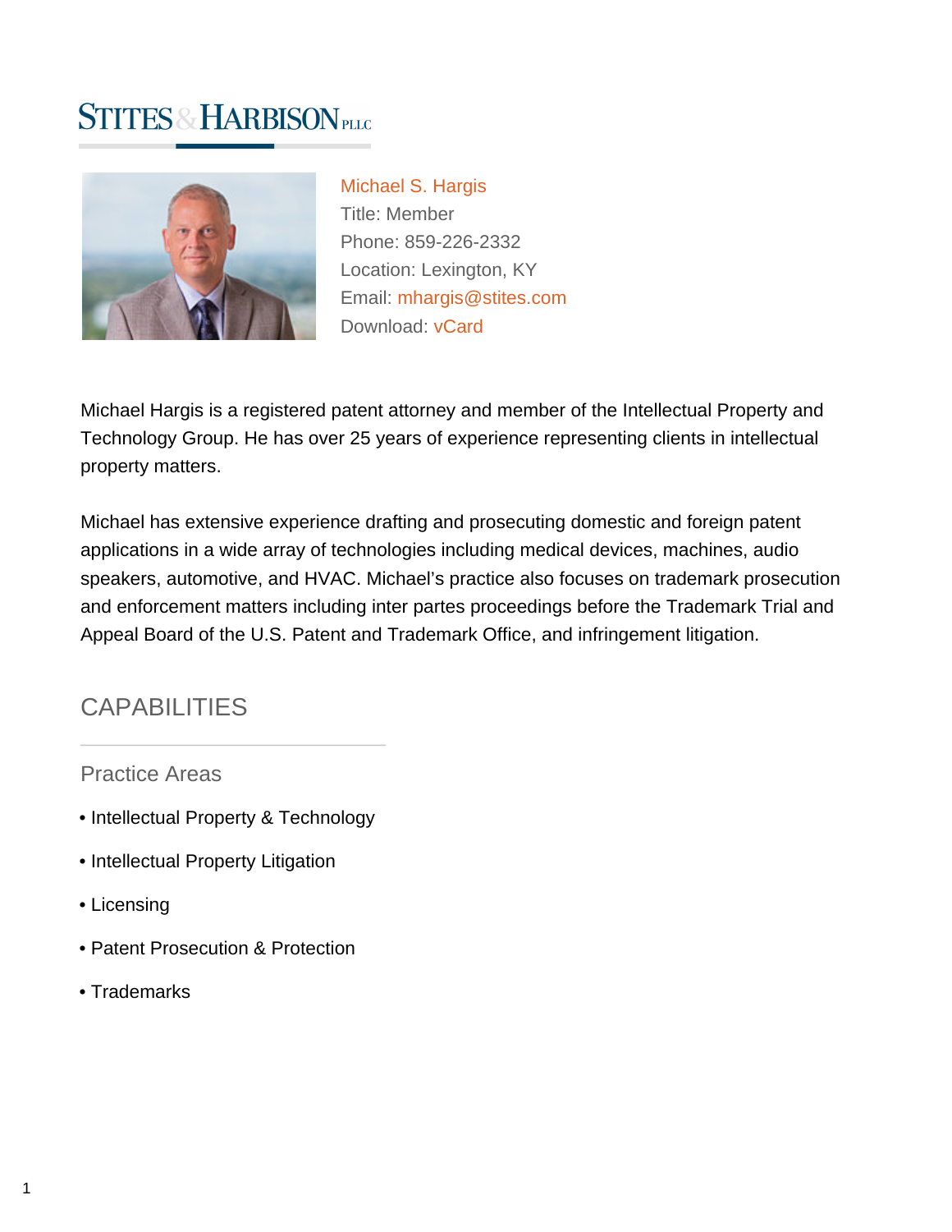STITES & HARBISON PLLC

**Michael S. Hargis**

Title: Member

Phone: 859-226-2332

Location: Lexington, KY

Email: mhargis@stites.com

Download: vCard

Michael Hargis is a registered patent attorney and member of the Intellectual Property and Technology Group. He has over 25 years of experience representing clients in intellectual property matters.

Michael has extensive experience drafting and prosecuting domestic and foreign patent applications in a wide array of technologies including medical devices, machines, audio speakers, automotive, and HVAC. Michael's practice also focuses on trademark prosecution and enforcement matters including inter partes proceedings before the Trademark Trial and Appeal Board of the U.S. Patent and Trademark Office, and infringement litigation.

## CAPABILITIES

### Practice Areas

- Intellectual Property & Technology
- Intellectual Property Litigation
- Licensing
- Patent Prosecution & Protection
- Trademarks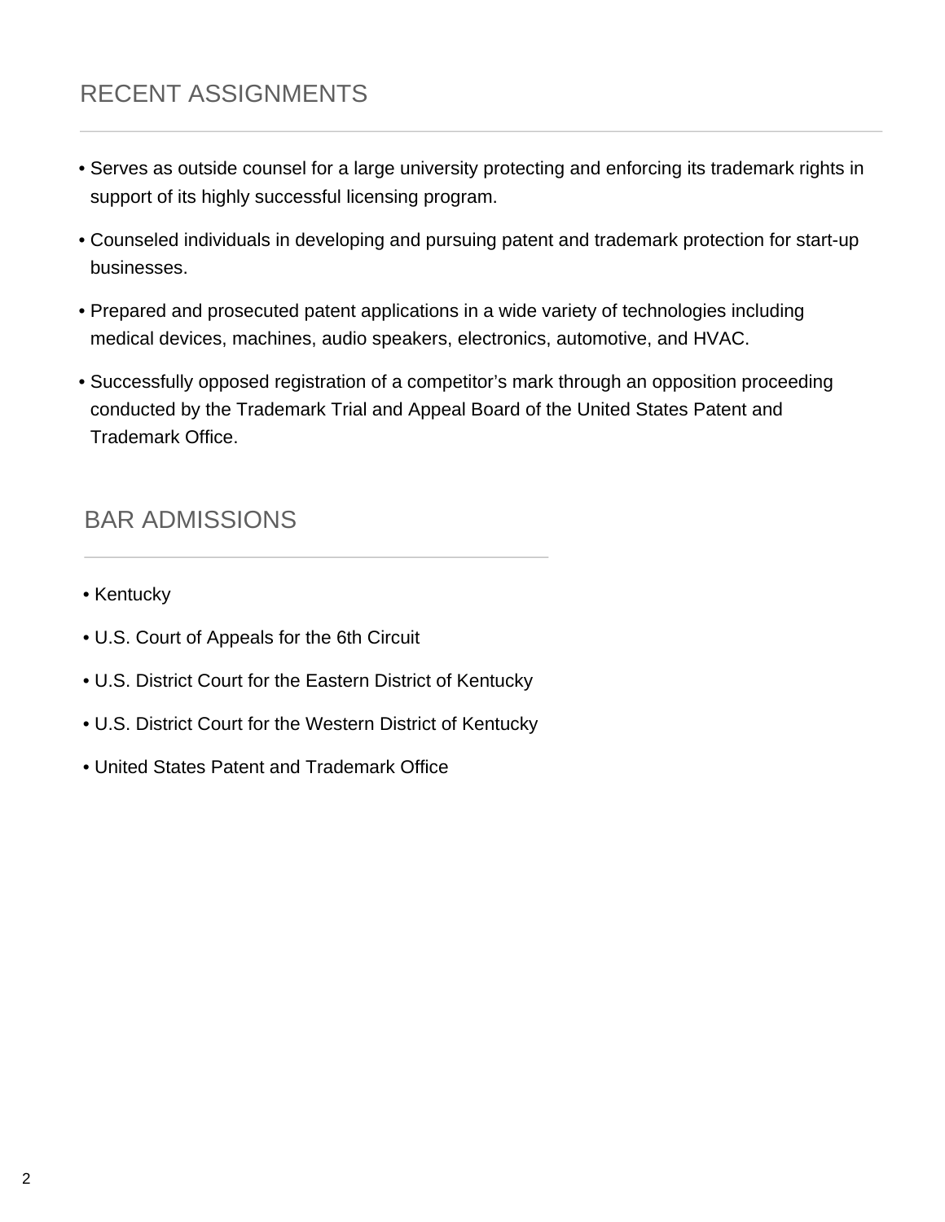## RECENT ASSIGNMENTS

- Serves as outside counsel for a large university protecting and enforcing its trademark rights in support of its highly successful licensing program.
- Counseled individuals in developing and pursuing patent and trademark protection for start-up businesses.
- Prepared and prosecuted patent applications in a wide variety of technologies including medical devices, machines, audio speakers, electronics, automotive, and HVAC.
- Successfully opposed registration of a competitor's mark through an opposition proceeding conducted by the Trademark Trial and Appeal Board of the United States Patent and Trademark Office.

## BAR ADMISSIONS

- Kentucky
- U.S. Court of Appeals for the 6th Circuit
- U.S. District Court for the Eastern District of Kentucky
- U.S. District Court for the Western District of Kentucky
- United States Patent and Trademark Office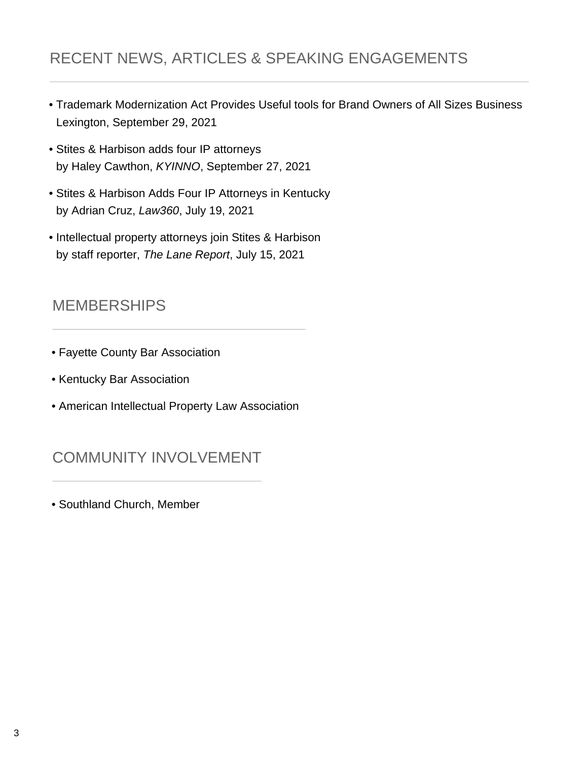## RECENT NEWS, ARTICLES & SPEAKING ENGAGEMENTS

- Trademark Modernization Act Provides Useful tools for Brand Owners of All Sizes Business Lexington, September 29, 2021
- Stites & Harbison adds four IP attorneys
  by Haley Cawthon, *KYINNO*, September 27, 2021
- Stites & Harbison Adds Four IP Attorneys in Kentucky
  by Adrian Cruz, *Law360*, July 19, 2021
- Intellectual property attorneys join Stites & Harbison
  by staff reporter, *The Lane Report*, July 15, 2021

## MEMBERSHIPS

- Fayette County Bar Association
- Kentucky Bar Association
- American Intellectual Property Law Association

## COMMUNITY INVOLVEMENT

- Southland Church, Member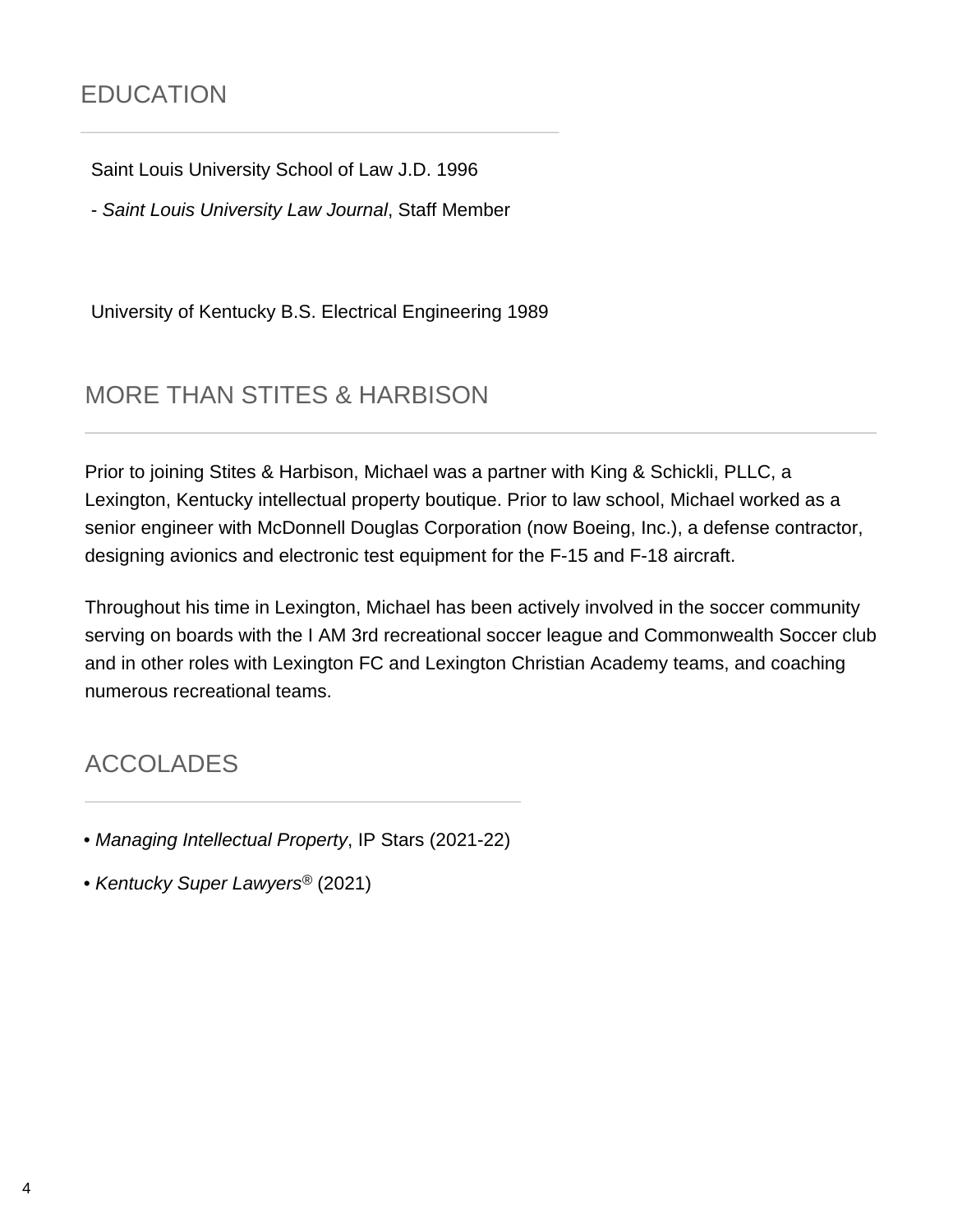## EDUCATION

Saint Louis University School of Law J.D. 1996

- *Saint Louis University Law Journal*, Staff Member

University of Kentucky B.S. Electrical Engineering 1989

## MORE THAN STITES & HARBISON

Prior to joining Stites & Harbison, Michael was a partner with King & Schickli, PLLC, a Lexington, Kentucky intellectual property boutique. Prior to law school, Michael worked as a senior engineer with McDonnell Douglas Corporation (now Boeing, Inc.), a defense contractor, designing avionics and electronic test equipment for the F-15 and F-18 aircraft.

Throughout his time in Lexington, Michael has been actively involved in the soccer community serving on boards with the I AM 3rd recreational soccer league and Commonwealth Soccer club and in other roles with Lexington FC and Lexington Christian Academy teams, and coaching numerous recreational teams.

## ACCOLADES

• *Managing Intellectual Property*, IP Stars (2021-22)

• *Kentucky Super Lawyers®* (2021)